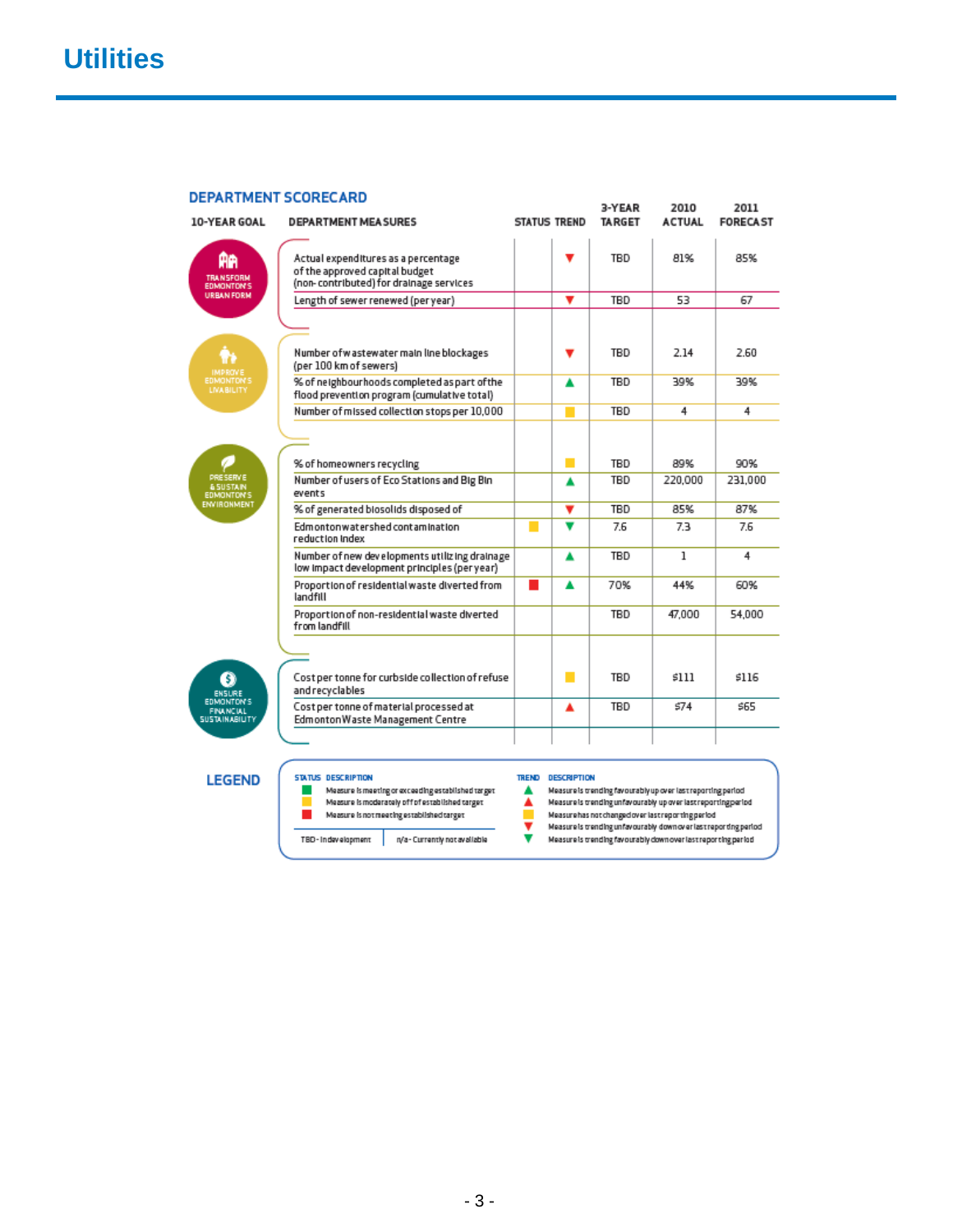# Utilities

## DEPARTMENT SCORECARD

| 10-YEAR GOAL | DEPARTMENT MEASURES | STATUS | TREND | 3-YEAR TARGET | 2010 ACTUAL | 2011 FORECAST |
|---|---|---|---|---|---|---|
| TRANSFORM EDMONTON'S URBAN FORM | Actual expenditures as a percentage of the approved capital budget (non-contributed) for drainage services | | ▼ (red) | TBD | 81% | 85% |
| | Length of sewer renewed (per year) | | ▼ (red) | TBD | 53 | 67 |
| IMPROVE EDMONTON'S LIVABILITY | Number of wastewater main line blockages (per 100 km of sewers) | | ▼ (red) | TBD | 2.14 | 2.60 |
| | % of neighbourhoods completed as part of the flood prevention program (cumulative total) | | ▲ (green) | TBD | 39% | 39% |
| | Number of missed collection stops per 10,000 | | ■ (yellow) | TBD | 4 | 4 |
| PRESERVE & SUSTAIN EDMONTON'S ENVIRONMENT | % of homeowners recycling | | ■ (yellow) | TBD | 89% | 90% |
| | Number of users of Eco Stations and Big Bin events | | ▲ (green) | TBD | 220,000 | 231,000 |
| | % of generated biosolids disposed of | | ▼ (red) | TBD | 85% | 87% |
| | Edmonton watershed contamination reduction index | ■ (yellow) | ▼ (green) | 7.6 | 7.3 | 7.6 |
| | Number of new developments utilizing drainage low impact development principles (per year) | | ▲ (green) | TBD | 1 | 4 |
| | Proportion of residential waste diverted from landfill | ■ (red) | ▲ (green) | 70% | 44% | 60% |
| | Proportion of non-residential waste diverted from landfill | | | TBD | 47,000 | 54,000 |
| ENSURE EDMONTON'S FINANCIAL SUSTAINABILITY | Cost per tonne for curbside collection of refuse and recyclables | | ■ (yellow) | TBD | $111 | $116 |
| | Cost per tonne of material processed at Edmonton Waste Management Centre | | ▲ (red) | TBD | $74 | $65 |

## LEGEND

| STATUS | DESCRIPTION |
|---|---|
| ■ (green) | Measure is meeting or exceeding established target |
| ■ (yellow) | Measure is moderately off of established target |
| ■ (red) | Measure is not meeting established target |

TBD - In development | n/a - Currently not available

| TREND | DESCRIPTION |
|---|---|
| ▲ (green) | Measure is trending favourably up over last reporting period |
| ▲ (red) | Measure is trending unfavourably up over last reporting period |
| ■ (yellow) | Measure has not changed over last reporting period |
| ▼ (red) | Measure is trending unfavourably down over last reporting period |
| ▼ (green) | Measure is trending favourably down over last reporting period |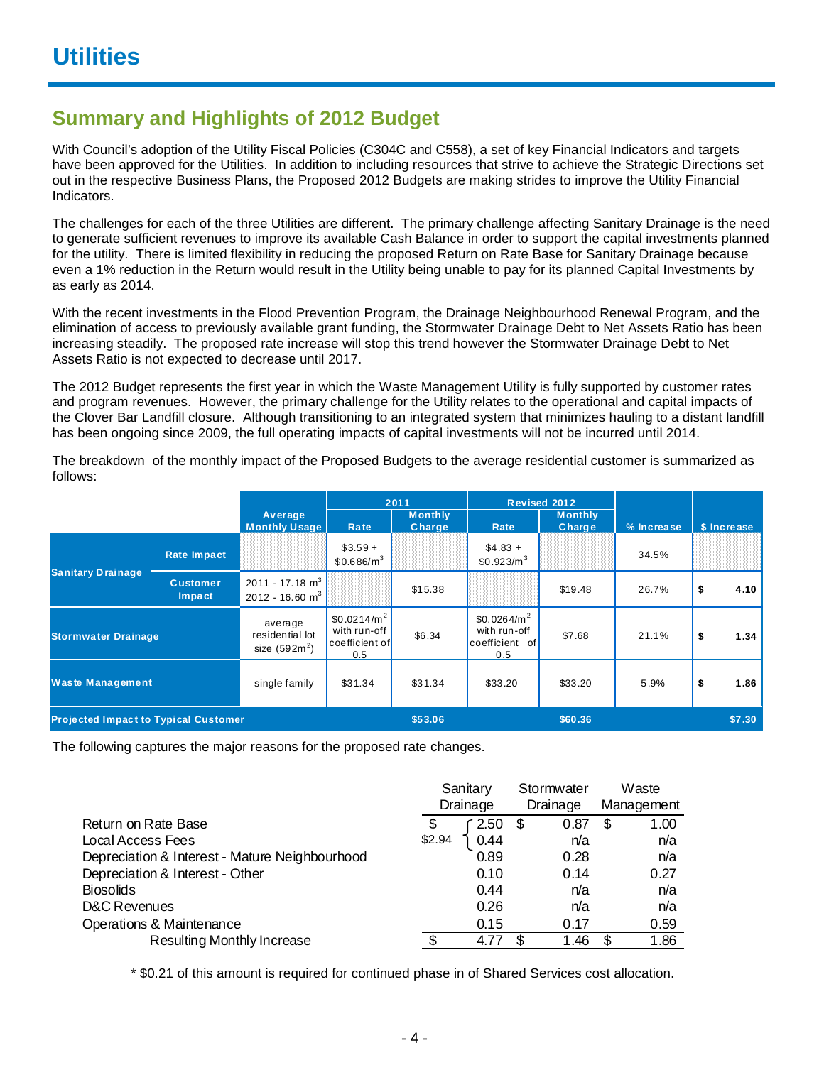# Utilities

## Summary and Highlights of 2012 Budget

With Council's adoption of the Utility Fiscal Policies (C304C and C558), a set of key Financial Indicators and targets have been approved for the Utilities. In addition to including resources that strive to achieve the Strategic Directions set out in the respective Business Plans, the Proposed 2012 Budgets are making strides to improve the Utility Financial Indicators.

The challenges for each of the three Utilities are different. The primary challenge affecting Sanitary Drainage is the need to generate sufficient revenues to improve its available Cash Balance in order to support the capital investments planned for the utility. There is limited flexibility in reducing the proposed Return on Rate Base for Sanitary Drainage because even a 1% reduction in the Return would result in the Utility being unable to pay for its planned Capital Investments by as early as 2014.

With the recent investments in the Flood Prevention Program, the Drainage Neighbourhood Renewal Program, and the elimination of access to previously available grant funding, the Stormwater Drainage Debt to Net Assets Ratio has been increasing steadily. The proposed rate increase will stop this trend however the Stormwater Drainage Debt to Net Assets Ratio is not expected to decrease until 2017.

The 2012 Budget represents the first year in which the Waste Management Utility is fully supported by customer rates and program revenues. However, the primary challenge for the Utility relates to the operational and capital impacts of the Clover Bar Landfill closure. Although transitioning to an integrated system that minimizes hauling to a distant landfill has been ongoing since 2009, the full operating impacts of capital investments will not be incurred until 2014.

The breakdown of the monthly impact of the Proposed Budgets to the average residential customer is summarized as follows:

| | | Average Monthly Usage | 2011 Rate | 2011 Monthly Charge | Revised 2012 Rate | Revised 2012 Monthly Charge | % Increase | $ Increase |
|---|---|---|---|---|---|---|---|---|
| Sanitary Drainage | Rate Impact | | $3.59 + $0.686/m$^3$ | | $4.83 + $0.923/m$^3$ | | 34.5% | |
| | Customer Impact | 2011 - 17.18 m$^3$ 2012 - 16.60 m$^3$ | | $15.38 | | $19.48 | 26.7% | $ 4.10 |
| Stormwater Drainage | | average residential lot size (592m$^2$) | $0.0214/m$^2$ with run-off coefficient of 0.5 | $6.34 | $0.0264/m$^2$ with run-off coefficient of 0.5 | $7.68 | 21.1% | $ 1.34 |
| Waste Management | | single family | $31.34 | $31.34 | $33.20 | $33.20 | 5.9% | $ 1.86 |
| Projected Impact to Typical Customer | | | | $53.06 | | $60.36 | | $7.30 |

The following captures the major reasons for the proposed rate changes.

| | Sanitary Drainage | | Stormwater Drainage | Waste Management |
|---|---|---|---|---|
| Return on Rate Base | $ | 2.50 | $ 0.87 | $ 1.00 |
| Local Access Fees | $2.94 | 0.44 | n/a | n/a |
| Depreciation & Interest - Mature Neighbourhood | | 0.89 | 0.28 | n/a |
| Depreciation & Interest - Other | | 0.10 | 0.14 | 0.27 |
| Biosolids | | 0.44 | n/a | n/a |
| D&C Revenues | | 0.26 | n/a | n/a |
| Operations & Maintenance | | 0.15 | 0.17 | 0.59 |
| Resulting Monthly Increase | $ | 4.77 | $ 1.46 | $ 1.86 |

\* $0.21 of this amount is required for continued phase in of Shared Services cost allocation.